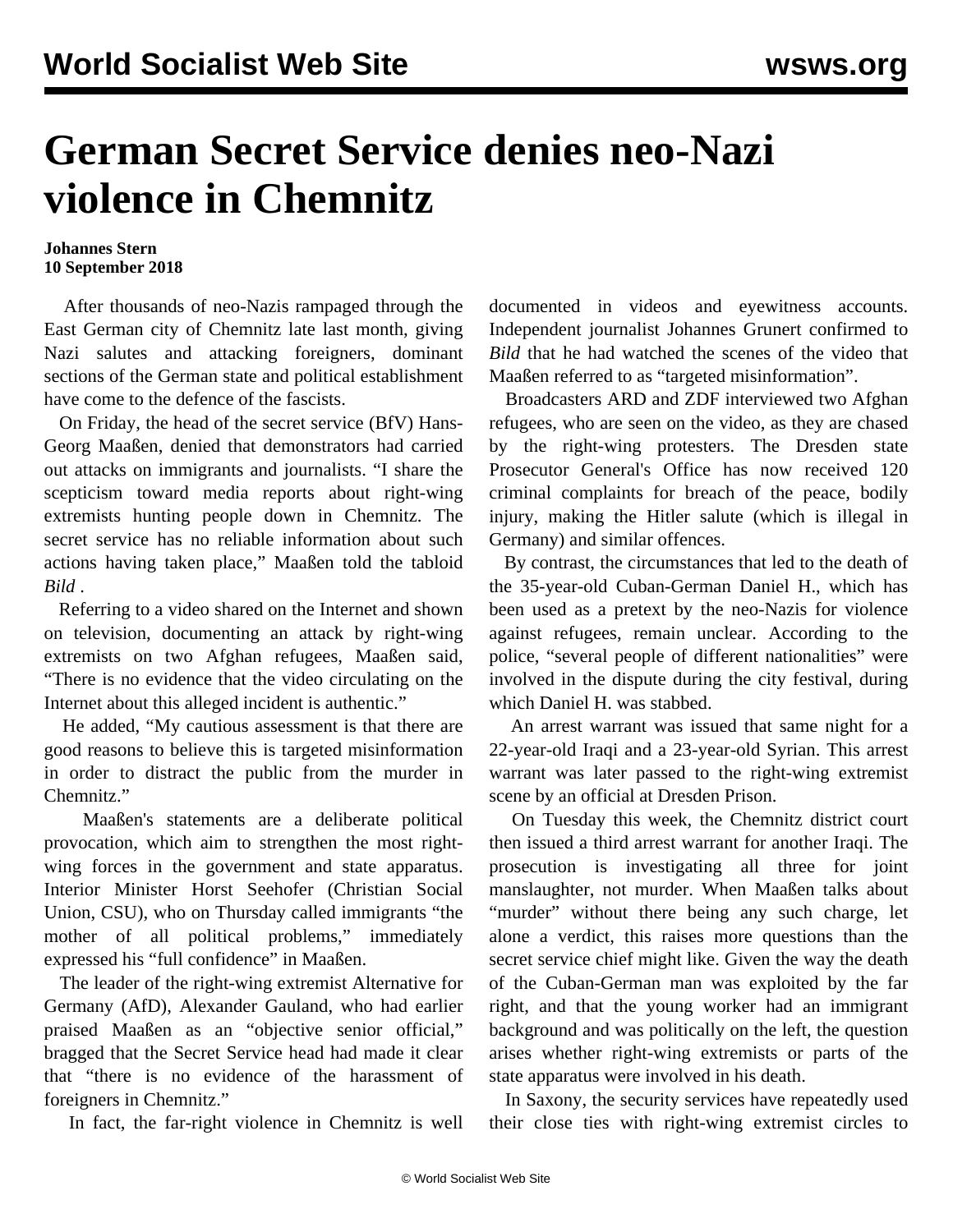# German Secret Service denies neo-Nazi violence in Chemnitz

**Johannes Stern**
**10 September 2018**

After thousands of neo-Nazis rampaged through the East German city of Chemnitz late last month, giving Nazi salutes and attacking foreigners, dominant sections of the German state and political establishment have come to the defence of the fascists.

On Friday, the head of the secret service (BfV) Hans-Georg Maaßen, denied that demonstrators had carried out attacks on immigrants and journalists. "I share the scepticism toward media reports about right-wing extremists hunting people down in Chemnitz. The secret service has no reliable information about such actions having taken place," Maaßen told the tabloid *Bild* .

Referring to a video shared on the Internet and shown on television, documenting an attack by right-wing extremists on two Afghan refugees, Maaßen said, "There is no evidence that the video circulating on the Internet about this alleged incident is authentic."

He added, "My cautious assessment is that there are good reasons to believe this is targeted misinformation in order to distract the public from the murder in Chemnitz."

Maaßen's statements are a deliberate political provocation, which aim to strengthen the most right-wing forces in the government and state apparatus. Interior Minister Horst Seehofer (Christian Social Union, CSU), who on Thursday called immigrants "the mother of all political problems," immediately expressed his "full confidence" in Maaßen.

The leader of the right-wing extremist Alternative for Germany (AfD), Alexander Gauland, who had earlier praised Maaßen as an "objective senior official," bragged that the Secret Service head had made it clear that "there is no evidence of the harassment of foreigners in Chemnitz."

In fact, the far-right violence in Chemnitz is well documented in videos and eyewitness accounts. Independent journalist Johannes Grunert confirmed to *Bild* that he had watched the scenes of the video that Maaßen referred to as "targeted misinformation".

Broadcasters ARD and ZDF interviewed two Afghan refugees, who are seen on the video, as they are chased by the right-wing protesters. The Dresden state Prosecutor General's Office has now received 120 criminal complaints for breach of the peace, bodily injury, making the Hitler salute (which is illegal in Germany) and similar offences.

By contrast, the circumstances that led to the death of the 35-year-old Cuban-German Daniel H., which has been used as a pretext by the neo-Nazis for violence against refugees, remain unclear. According to the police, "several people of different nationalities" were involved in the dispute during the city festival, during which Daniel H. was stabbed.

An arrest warrant was issued that same night for a 22-year-old Iraqi and a 23-year-old Syrian. This arrest warrant was later passed to the right-wing extremist scene by an official at Dresden Prison.

On Tuesday this week, the Chemnitz district court then issued a third arrest warrant for another Iraqi. The prosecution is investigating all three for joint manslaughter, not murder. When Maaßen talks about "murder" without there being any such charge, let alone a verdict, this raises more questions than the secret service chief might like. Given the way the death of the Cuban-German man was exploited by the far right, and that the young worker had an immigrant background and was politically on the left, the question arises whether right-wing extremists or parts of the state apparatus were involved in his death.

In Saxony, the security services have repeatedly used their close ties with right-wing extremist circles to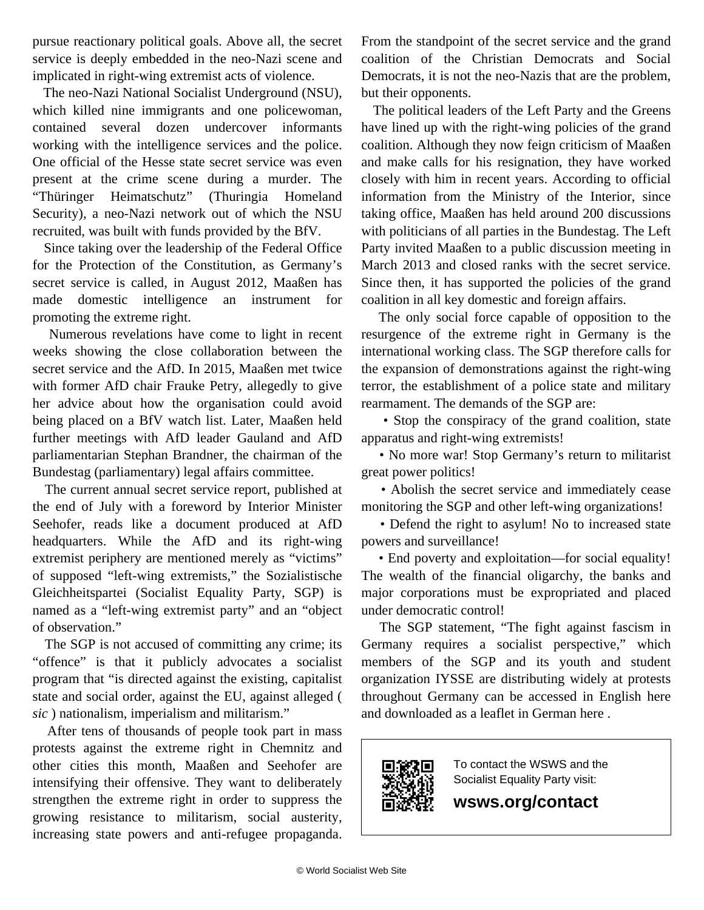pursue reactionary political goals. Above all, the secret service is deeply embedded in the neo-Nazi scene and implicated in right-wing extremist acts of violence.

The neo-Nazi National Socialist Underground (NSU), which killed nine immigrants and one policewoman, contained several dozen undercover informants working with the intelligence services and the police. One official of the Hesse state secret service was even present at the crime scene during a murder. The "Thüringer Heimatschutz" (Thuringia Homeland Security), a neo-Nazi network out of which the NSU recruited, was built with funds provided by the BfV.

Since taking over the leadership of the Federal Office for the Protection of the Constitution, as Germany's secret service is called, in August 2012, Maaßen has made domestic intelligence an instrument for promoting the extreme right.

Numerous revelations have come to light in recent weeks showing the close collaboration between the secret service and the AfD. In 2015, Maaßen met twice with former AfD chair Frauke Petry, allegedly to give her advice about how the organisation could avoid being placed on a BfV watch list. Later, Maaßen held further meetings with AfD leader Gauland and AfD parliamentarian Stephan Brandner, the chairman of the Bundestag (parliamentary) legal affairs committee.

The current annual secret service report, published at the end of July with a foreword by Interior Minister Seehofer, reads like a document produced at AfD headquarters. While the AfD and its right-wing extremist periphery are mentioned merely as "victims" of supposed "left-wing extremists," the Sozialistische Gleichheitspartei (Socialist Equality Party, SGP) is named as a "left-wing extremist party" and an "object of observation."

The SGP is not accused of committing any crime; its "offence" is that it publicly advocates a socialist program that "is directed against the existing, capitalist state and social order, against the EU, against alleged ( *sic* ) nationalism, imperialism and militarism."

After tens of thousands of people took part in mass protests against the extreme right in Chemnitz and other cities this month, Maaßen and Seehofer are intensifying their offensive. They want to deliberately strengthen the extreme right in order to suppress the growing resistance to militarism, social austerity, increasing state powers and anti-refugee propaganda. From the standpoint of the secret service and the grand coalition of the Christian Democrats and Social Democrats, it is not the neo-Nazis that are the problem, but their opponents.

The political leaders of the Left Party and the Greens have lined up with the right-wing policies of the grand coalition. Although they now feign criticism of Maaßen and make calls for his resignation, they have worked closely with him in recent years. According to official information from the Ministry of the Interior, since taking office, Maaßen has held around 200 discussions with politicians of all parties in the Bundestag. The Left Party invited Maaßen to a public discussion meeting in March 2013 and closed ranks with the secret service. Since then, it has supported the policies of the grand coalition in all key domestic and foreign affairs.

The only social force capable of opposition to the resurgence of the extreme right in Germany is the international working class. The SGP therefore calls for the expansion of demonstrations against the right-wing terror, the establishment of a police state and military rearmament. The demands of the SGP are:

• Stop the conspiracy of the grand coalition, state apparatus and right-wing extremists!

• No more war! Stop Germany's return to militarist great power politics!

• Abolish the secret service and immediately cease monitoring the SGP and other left-wing organizations!

• Defend the right to asylum! No to increased state powers and surveillance!

• End poverty and exploitation—for social equality! The wealth of the financial oligarchy, the banks and major corporations must be expropriated and placed under democratic control!

The SGP statement, "The fight against fascism in Germany requires a socialist perspective," which members of the SGP and its youth and student organization IYSSE are distributing widely at protests throughout Germany can be accessed in English here and downloaded as a leaflet in German here .

To contact the WSWS and the Socialist Equality Party visit:

**wsws.org/contact**